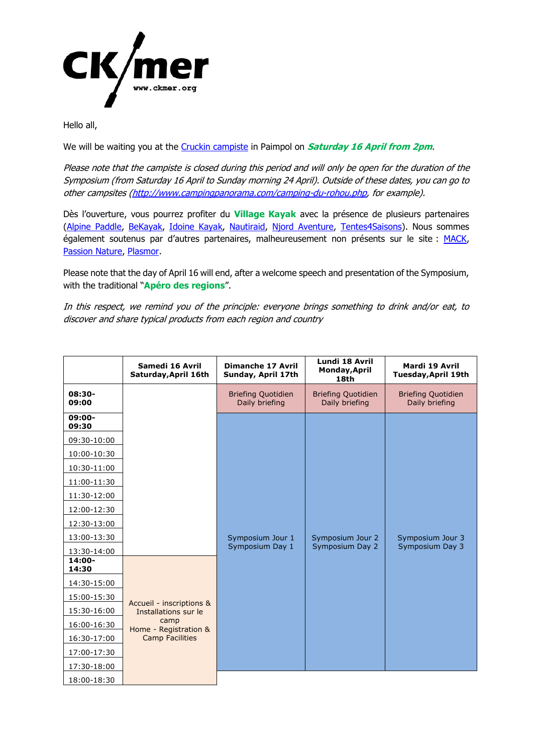CK/mer

www.ckmer.org

Hello all,

We will be waiting you at the [Cruckin campiste] in Paimpol on ***Saturday 16 April from 2pm***.

*Please note that the campiste is closed during this period and will only be open for the duration of the Symposium (from Saturday 16 April to Sunday morning 24 April). Outside of these dates, you can go to other campsites (http://www.campingpanorama.com/camping-du-rohou.php, for example).*

Dès l'ouverture, vous pourrez profiter du **Village Kayak** avec la présence de plusieurs partenaires (Alpine Paddle, BeKayak, Idoine Kayak, Nautiraid, Njord Aventure, Tentes4Saisons). Nous sommes également soutenus par d'autres partenaires, malheureusement non présents sur le site : MACK, Passion Nature, Plasmor.

Please note that the day of April 16 will end, after a welcome speech and presentation of the Symposium, with the traditional "**Apéro des regions**".

*In this respect, we remind you of the principle: everyone brings something to drink and/or eat, to discover and share typical products from each region and country*

| | Samedi 16 Avril Saturday,April 16th | Dimanche 17 Avril Sunday, April 17th | Lundi 18 Avril Monday,April 18th | Mardi 19 Avril Tuesday,April 19th |
|---|---|---|---|---|
| **08:30-09:00** | | Briefing Quotidien Daily briefing | Briefing Quotidien Daily briefing | Briefing Quotidien Daily briefing |
| **09:00-09:30** | | Symposium Jour 1 Symposium Day 1 | Symposium Jour 2 Symposium Day 2 | Symposium Jour 3 Symposium Day 3 |
| 09:30-10:00 | | | | |
| 10:00-10:30 | | | | |
| 10:30-11:00 | | | | |
| 11:00-11:30 | | | | |
| 11:30-12:00 | | | | |
| 12:00-12:30 | | | | |
| 12:30-13:00 | | | | |
| 13:00-13:30 | | | | |
| 13:30-14:00 | | | | |
| **14:00-14:30** | Accueil - inscriptions & Installations sur le camp Home - Registration & Camp Facilities | | | |
| 14:30-15:00 | | | | |
| 15:00-15:30 | | | | |
| 15:30-16:00 | | | | |
| 16:00-16:30 | | | | |
| 16:30-17:00 | | | | |
| 17:00-17:30 | | | | |
| 17:30-18:00 | | | | |
| 18:00-18:30 | | | | |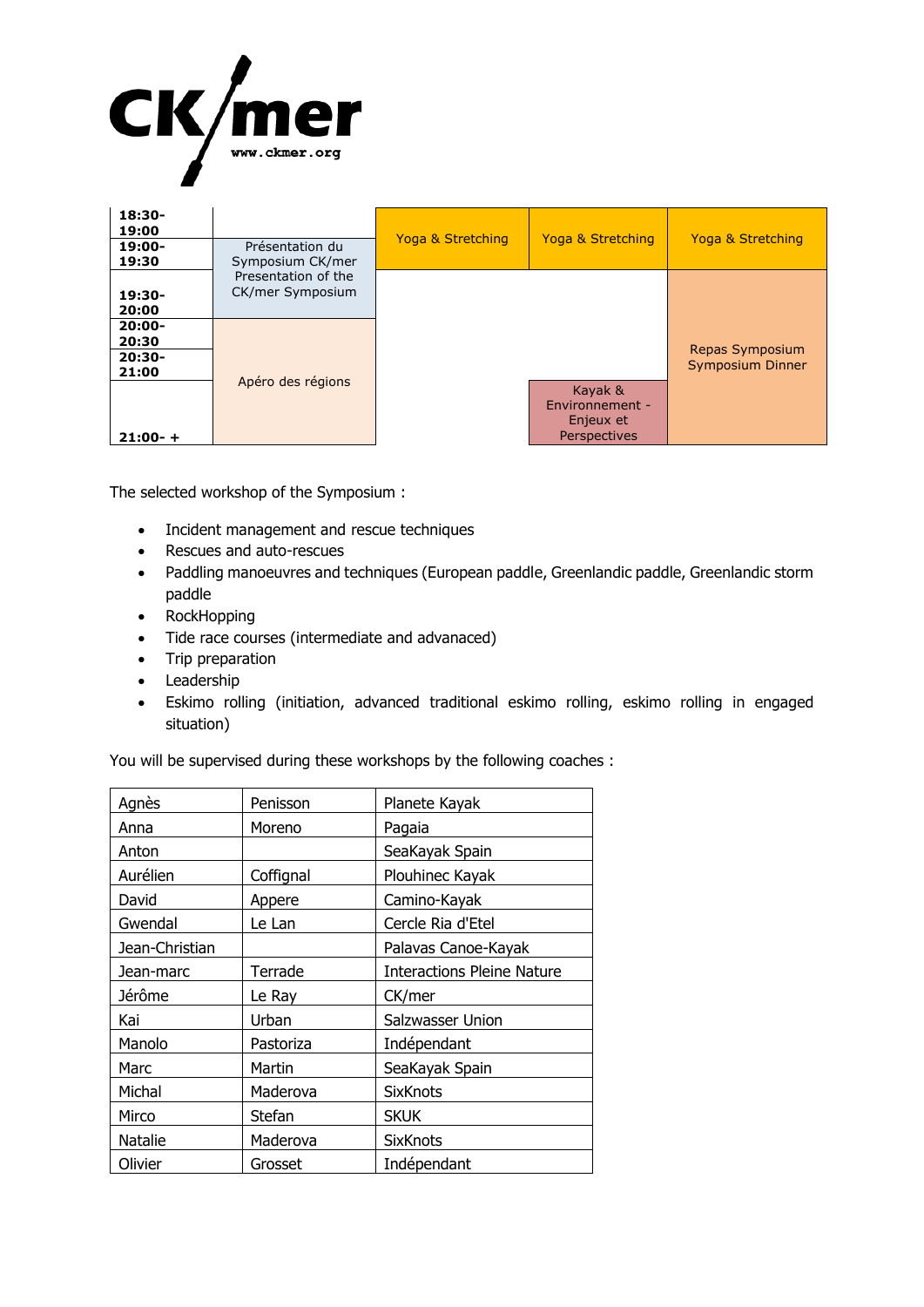CK/mer
www.ckmer.org

| | | | | |
|---|---|---|---|---|
| 18:30-19:00 | | Yoga & Stretching | Yoga & Stretching | Yoga & Stretching |
| 19:00-19:30 | Présentation du Symposium CK/mer Presentation of the CK/mer Symposium | | | |
| 19:30-20:00 | | | | Repas Symposium Symposium Dinner |
| 20:00-20:30 | Apéro des régions | | | |
| 20:30-21:00 | | | | |
| 21:00- + | | | Kayak & Environnement - Enjeux et Perspectives | |

The selected workshop of the Symposium :

- Incident management and rescue techniques
- Rescues and auto-rescues
- Paddling manoeuvres and techniques (European paddle, Greenlandic paddle, Greenlandic storm paddle
- RockHopping
- Tide race courses (intermediate and advanaced)
- Trip preparation
- Leadership
- Eskimo rolling (initiation, advanced traditional eskimo rolling, eskimo rolling in engaged situation)

You will be supervised during these workshops by the following coaches :

| | | |
|---|---|---|
| Agnès | Penisson | Planete Kayak |
| Anna | Moreno | Pagaia |
| Anton | | SeaKayak Spain |
| Aurélien | Coffignal | Plouhinec Kayak |
| David | Appere | Camino-Kayak |
| Gwendal | Le Lan | Cercle Ria d'Etel |
| Jean-Christian | | Palavas Canoe-Kayak |
| Jean-marc | Terrade | Interactions Pleine Nature |
| Jérôme | Le Ray | CK/mer |
| Kai | Urban | Salzwasser Union |
| Manolo | Pastoriza | Indépendant |
| Marc | Martin | SeaKayak Spain |
| Michal | Maderova | SixKnots |
| Mirco | Stefan | SKUK |
| Natalie | Maderova | SixKnots |
| Olivier | Grosset | Indépendant |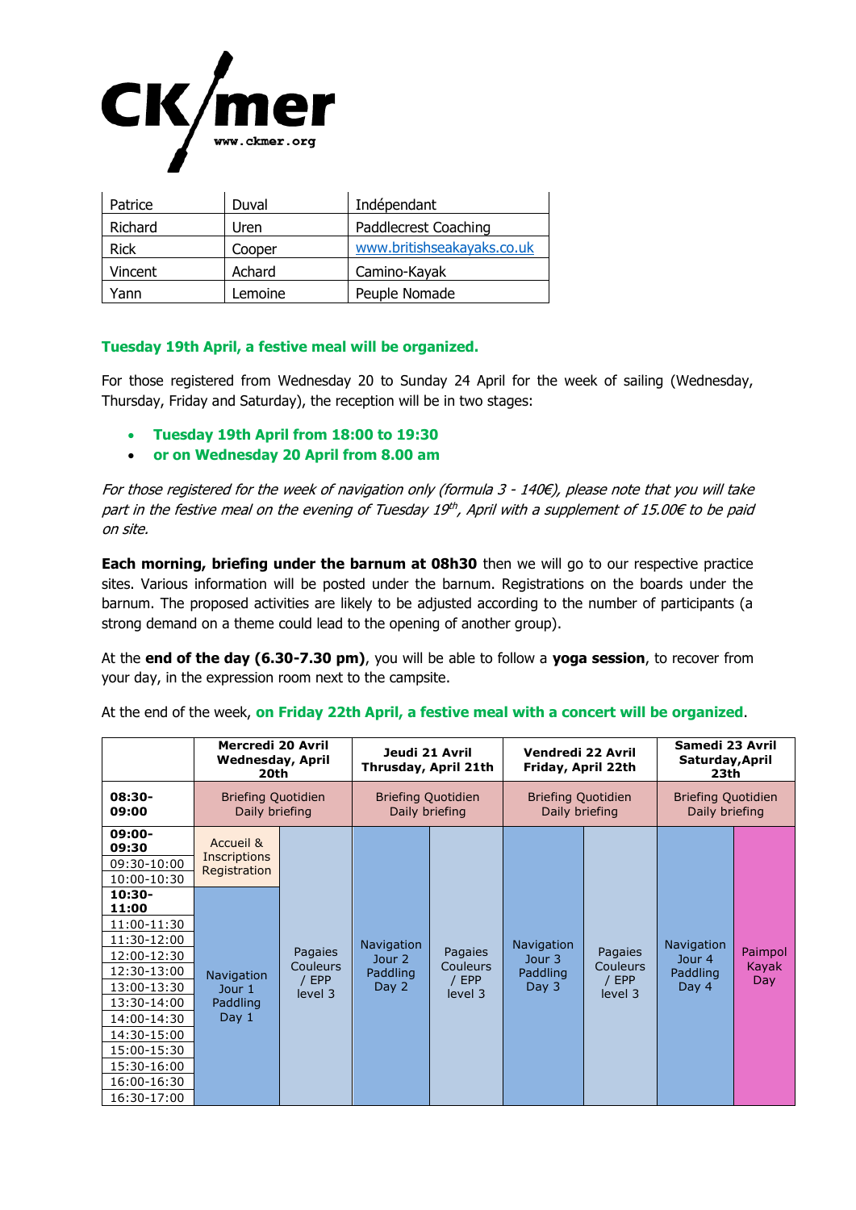CK/mer

www.ckmer.org

| Patrice | Duval | Indépendant |
|---|---|---|
| Richard | Uren | Paddlecrest Coaching |
| Rick | Cooper | www.britishseakayaks.co.uk |
| Vincent | Achard | Camino-Kayak |
| Yann | Lemoine | Peuple Nomade |

**Tuesday 19th April, a festive meal will be organized.**

For those registered from Wednesday 20 to Sunday 24 April for the week of sailing (Wednesday, Thursday, Friday and Saturday), the reception will be in two stages:

- **Tuesday 19th April from 18:00 to 19:30**
- **or on Wednesday 20 April from 8.00 am**

*For those registered for the week of navigation only (formula 3 - 140€), please note that you will take part in the festive meal on the evening of Tuesday 19th, April with a supplement of 15.00€ to be paid on site.*

**Each morning, briefing under the barnum at 08h30** then we will go to our respective practice sites. Various information will be posted under the barnum. Registrations on the boards under the barnum. The proposed activities are likely to be adjusted according to the number of participants (a strong demand on a theme could lead to the opening of another group).

At the **end of the day (6.30-7.30 pm)**, you will be able to follow a **yoga session**, to recover from your day, in the expression room next to the campsite.

At the end of the week, **on Friday 22th April, a festive meal with a concert will be organized**.

| | Mercredi 20 Avril Wednesday, April 20th | | Jeudi 21 Avril Thrusday, April 21th | | Vendredi 22 Avril Friday, April 22th | | Samedi 23 Avril Saturday, April 23th | |
|---|---|---|---|---|---|---|---|---|
| **08:30-09:00** | Briefing Quotidien Daily briefing | | Briefing Quotidien Daily briefing | | Briefing Quotidien Daily briefing | | Briefing Quotidien Daily briefing | |
| **09:00-09:30** | Accueil & Inscriptions Registration | Pagaies Couleurs / EPP level 3 | Navigation Jour 2 Paddling Day 2 | Pagaies Couleurs / EPP level 3 | Navigation Jour 3 Paddling Day 3 | Pagaies Couleurs / EPP level 3 | Navigation Jour 4 Paddling Day 4 | Paimpol Kayak Day |
| 09:30-10:00 | | | | | | | | |
| 10:00-10:30 | | | | | | | | |
| **10:30-11:00** | Navigation Jour 1 Paddling Day 1 | | | | | | | |
| 11:00-11:30 | | | | | | | | |
| 11:30-12:00 | | | | | | | | |
| 12:00-12:30 | | | | | | | | |
| 12:30-13:00 | | | | | | | | |
| 13:00-13:30 | | | | | | | | |
| 13:30-14:00 | | | | | | | | |
| 14:00-14:30 | | | | | | | | |
| 14:30-15:00 | | | | | | | | |
| 15:00-15:30 | | | | | | | | |
| 15:30-16:00 | | | | | | | | |
| 16:00-16:30 | | | | | | | | |
| 16:30-17:00 | | | | | | | | |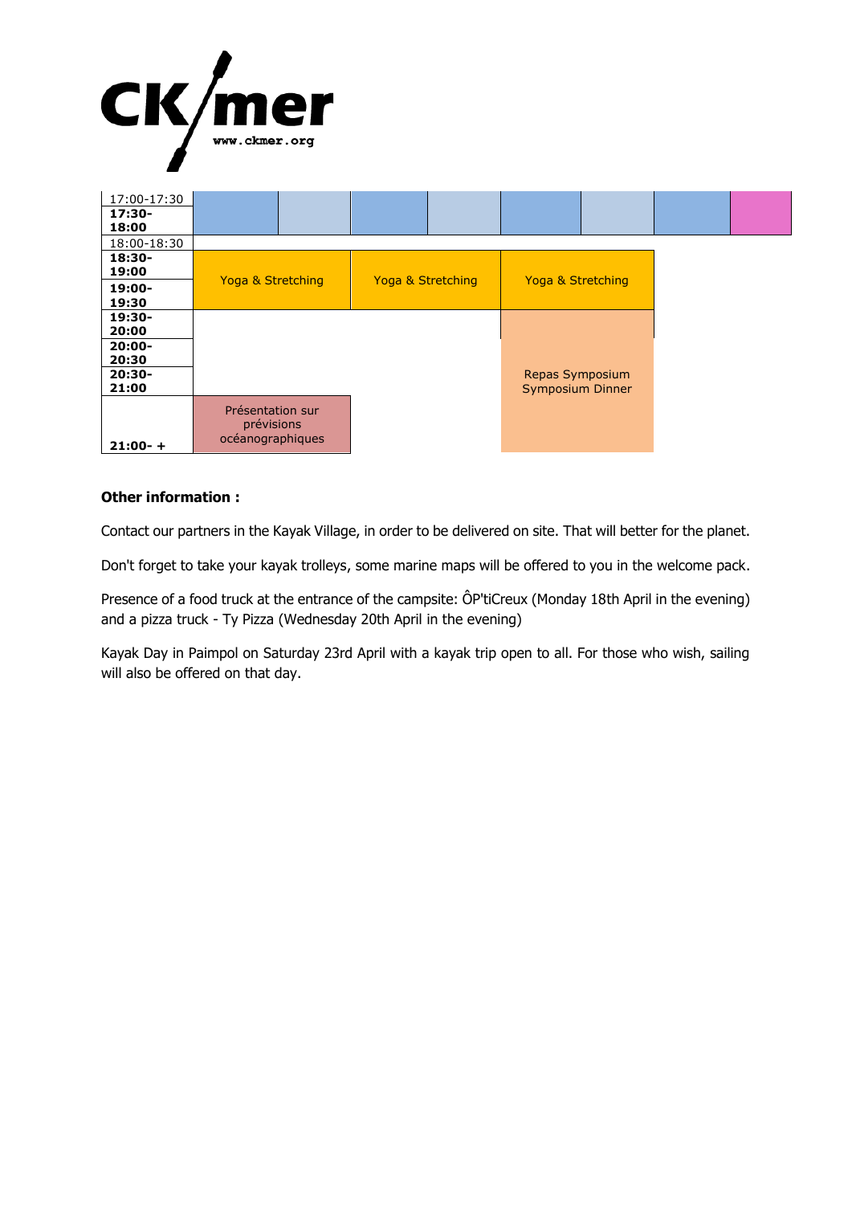| | | | | | | | | |
|---|---|---|---|---|---|---|---|---|
| 17:00-17:30 | | | | | | | | |
| **17:30-18:00** | | | | | | | | |
| 18:00-18:30 | | | | | | | | |
| **18:30-19:00** | Yoga & Stretching | | Yoga & Stretching | | Yoga & Stretching | | | |
| **19:00-19:30** | | | | | | | | |
| **19:30-20:00** | | | | | Repas Symposium Symposium Dinner | | | |
| **20:00-20:30** | | | | | | | | |
| **20:30-21:00** | | | | | | | | |
| **21:00- +** | Présentation sur prévisions océanographiques | | | | | | | |

**Other information :**

Contact our partners in the Kayak Village, in order to be delivered on site. That will better for the planet.

Don't forget to take your kayak trolleys, some marine maps will be offered to you in the welcome pack.

Presence of a food truck at the entrance of the campsite: ÔP'tiCreux (Monday 18th April in the evening) and a pizza truck - Ty Pizza (Wednesday 20th April in the evening)

Kayak Day in Paimpol on Saturday 23rd April with a kayak trip open to all. For those who wish, sailing will also be offered on that day.